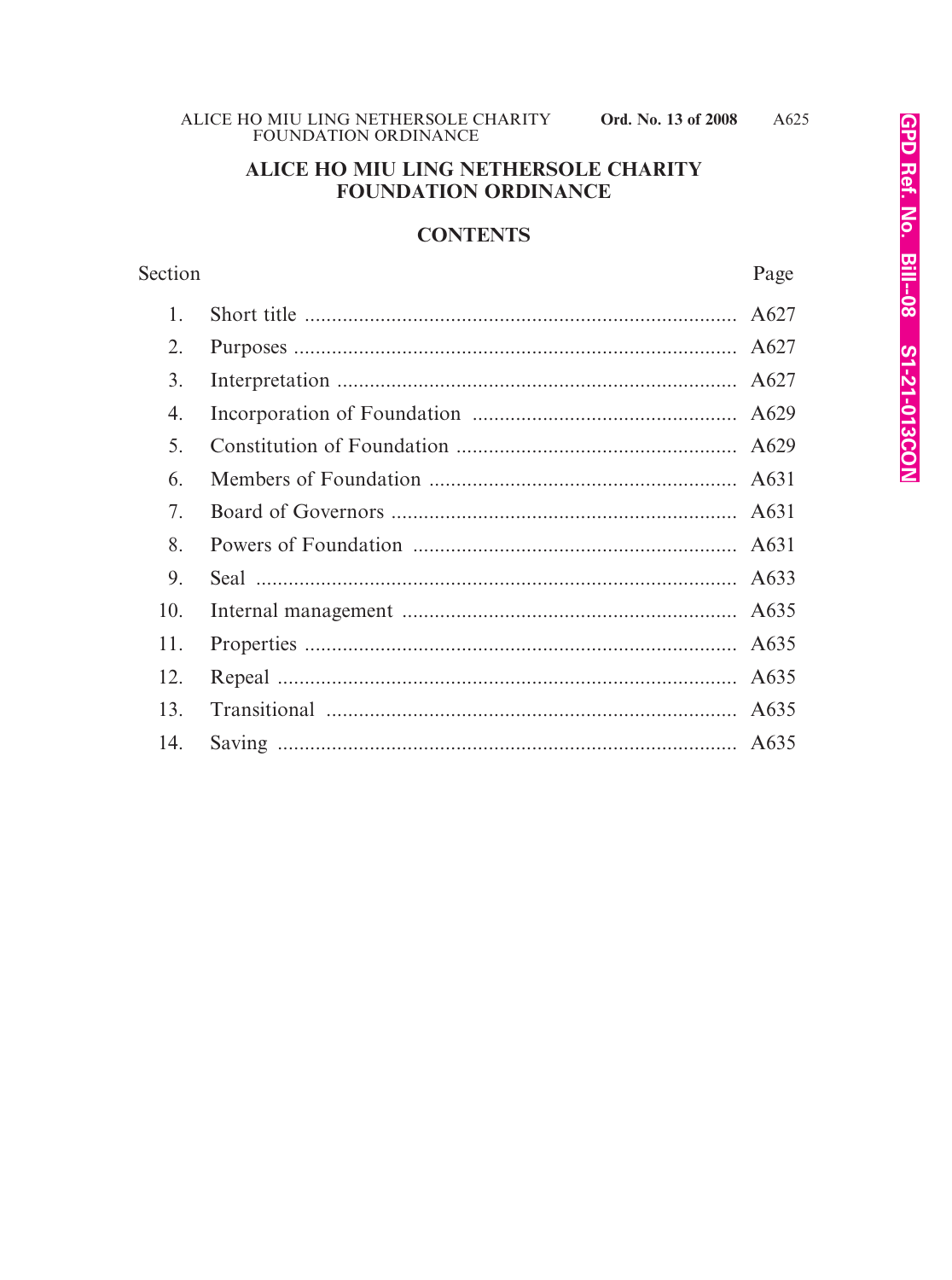# ALICE HO MIU LING NETHERSOLE CHARITY FOUNDATION ORDINANCE

## CONTENTS

| Section | | Page |
|---|---|---|
| 1. | Short title | A627 |
| 2. | Purposes | A627 |
| 3. | Interpretation | A627 |
| 4. | Incorporation of Foundation | A629 |
| 5. | Constitution of Foundation | A629 |
| 6. | Members of Foundation | A631 |
| 7. | Board of Governors | A631 |
| 8. | Powers of Foundation | A631 |
| 9. | Seal | A633 |
| 10. | Internal management | A635 |
| 11. | Properties | A635 |
| 12. | Repeal | A635 |
| 13. | Transitional | A635 |
| 14. | Saving | A635 |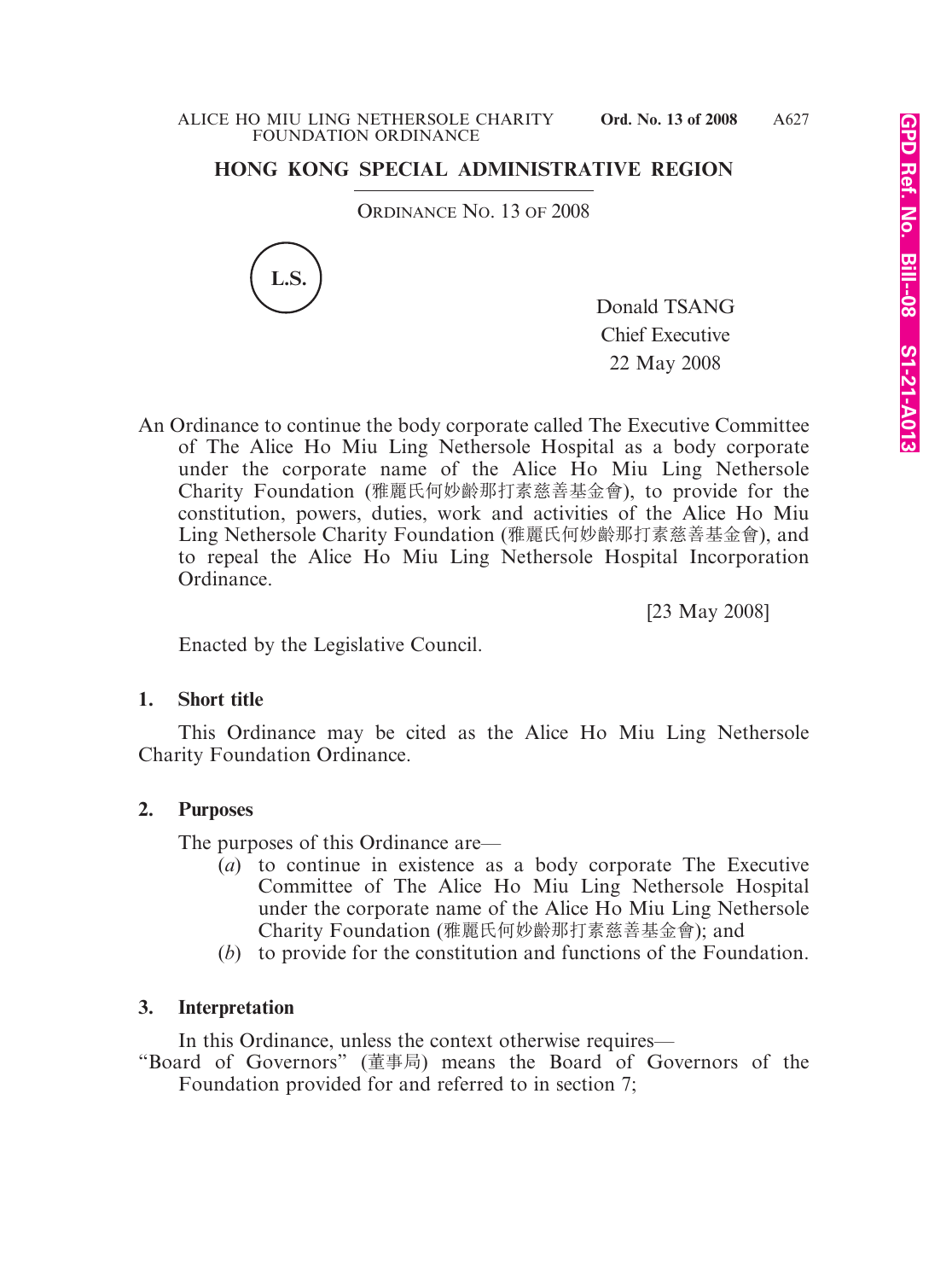# HONG KONG SPECIAL ADMINISTRATIVE REGION

ORDINANCE NO. 13 OF 2008

L.S.

Donald TSANG
Chief Executive
22 May 2008

An Ordinance to continue the body corporate called The Executive Committee of The Alice Ho Miu Ling Nethersole Hospital as a body corporate under the corporate name of the Alice Ho Miu Ling Nethersole Charity Foundation (雅麗氏何妙齡那打素慈善基金會), to provide for the constitution, powers, duties, work and activities of the Alice Ho Miu Ling Nethersole Charity Foundation (雅麗氏何妙齡那打素慈善基金會), and to repeal the Alice Ho Miu Ling Nethersole Hospital Incorporation Ordinance.

[23 May 2008]

Enacted by the Legislative Council.

### 1. Short title

This Ordinance may be cited as the Alice Ho Miu Ling Nethersole Charity Foundation Ordinance.

### 2. Purposes

The purposes of this Ordinance are—

- (*a*) to continue in existence as a body corporate The Executive Committee of The Alice Ho Miu Ling Nethersole Hospital under the corporate name of the Alice Ho Miu Ling Nethersole Charity Foundation (雅麗氏何妙齡那打素慈善基金會); and
- (*b*) to provide for the constitution and functions of the Foundation.

### 3. Interpretation

In this Ordinance, unless the context otherwise requires—

"Board of Governors" (董事局) means the Board of Governors of the Foundation provided for and referred to in section 7;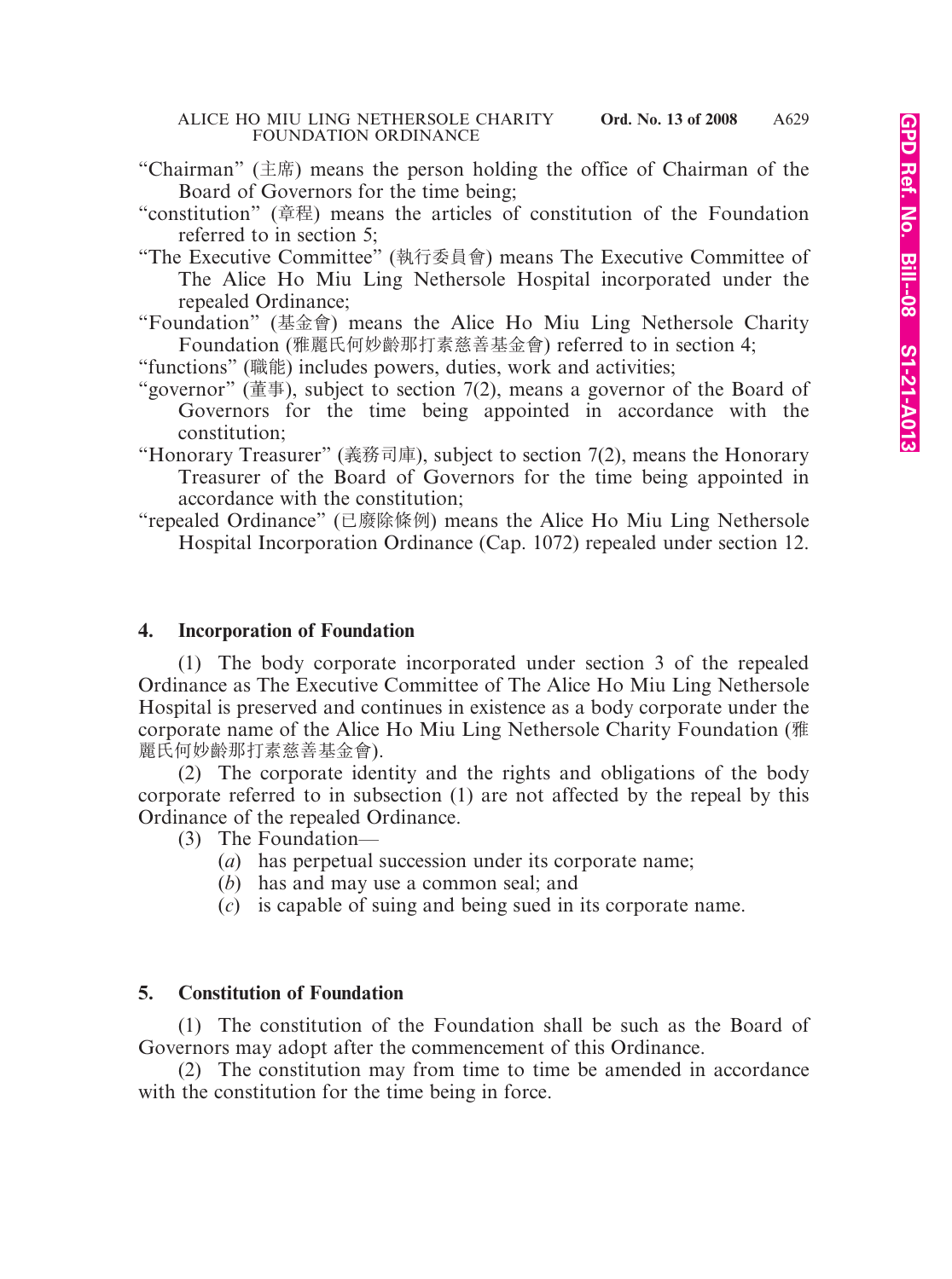“Chairman” (主席) means the person holding the office of Chairman of the Board of Governors for the time being;

“constitution” (章程) means the articles of constitution of the Foundation referred to in section 5;

“The Executive Committee” (執行委員會) means The Executive Committee of The Alice Ho Miu Ling Nethersole Hospital incorporated under the repealed Ordinance;

“Foundation” (基金會) means the Alice Ho Miu Ling Nethersole Charity Foundation (雅麗氏何妙齡那打素慈善基金會) referred to in section 4;

“functions” (職能) includes powers, duties, work and activities;

“governor” (董事), subject to section 7(2), means a governor of the Board of Governors for the time being appointed in accordance with the constitution;

“Honorary Treasurer” (義務司庫), subject to section 7(2), means the Honorary Treasurer of the Board of Governors for the time being appointed in accordance with the constitution;

“repealed Ordinance” (已廢除條例) means the Alice Ho Miu Ling Nethersole Hospital Incorporation Ordinance (Cap. 1072) repealed under section 12.

## 4. Incorporation of Foundation

(1) The body corporate incorporated under section 3 of the repealed Ordinance as The Executive Committee of The Alice Ho Miu Ling Nethersole Hospital is preserved and continues in existence as a body corporate under the corporate name of the Alice Ho Miu Ling Nethersole Charity Foundation (雅麗氏何妙齡那打素慈善基金會).

(2) The corporate identity and the rights and obligations of the body corporate referred to in subsection (1) are not affected by the repeal by this Ordinance of the repealed Ordinance.

(3) The Foundation—

(*a*) has perpetual succession under its corporate name;

(*b*) has and may use a common seal; and

(*c*) is capable of suing and being sued in its corporate name.

## 5. Constitution of Foundation

(1) The constitution of the Foundation shall be such as the Board of Governors may adopt after the commencement of this Ordinance.

(2) The constitution may from time to time be amended in accordance with the constitution for the time being in force.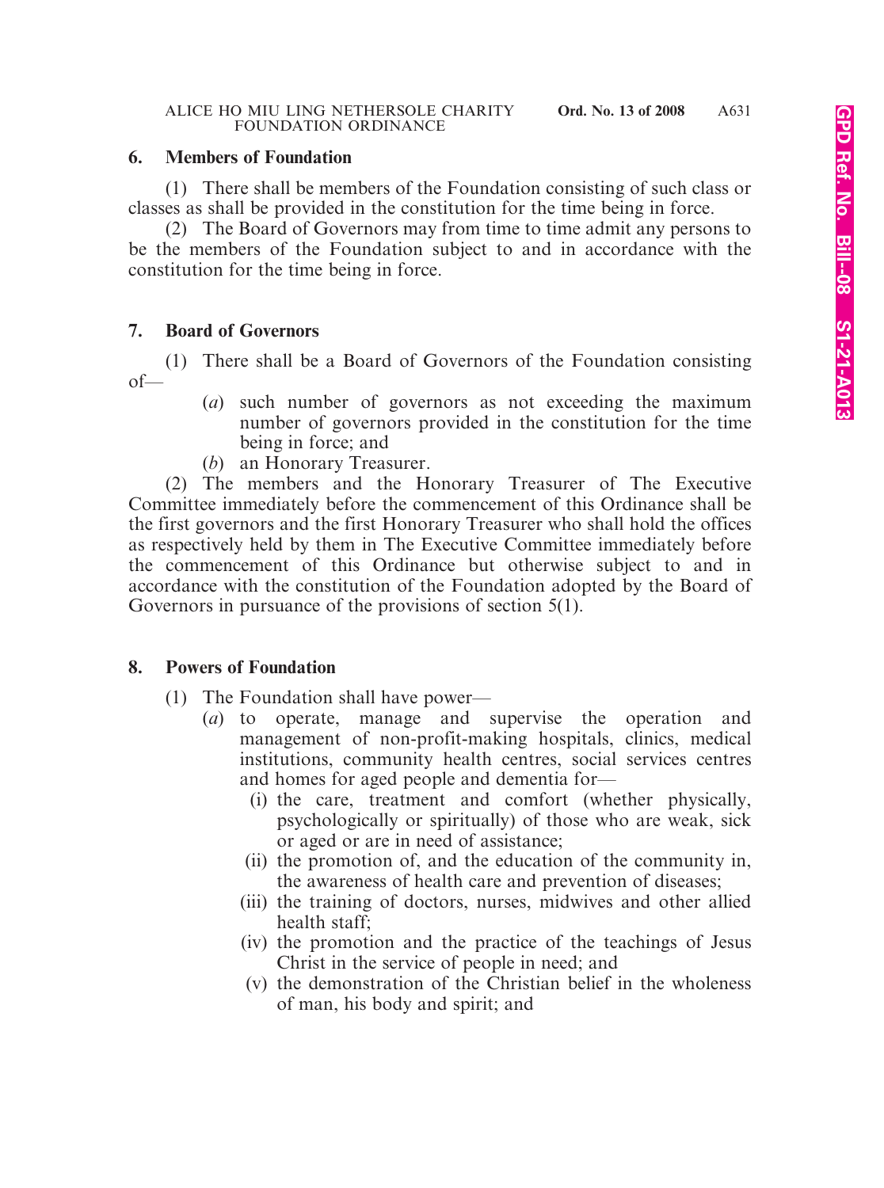## 6. Members of Foundation

(1) There shall be members of the Foundation consisting of such class or classes as shall be provided in the constitution for the time being in force.

(2) The Board of Governors may from time to time admit any persons to be the members of the Foundation subject to and in accordance with the constitution for the time being in force.

## 7. Board of Governors

(1) There shall be a Board of Governors of the Foundation consisting of—

- (*a*) such number of governors as not exceeding the maximum number of governors provided in the constitution for the time being in force; and
- (*b*) an Honorary Treasurer.

(2) The members and the Honorary Treasurer of The Executive Committee immediately before the commencement of this Ordinance shall be the first governors and the first Honorary Treasurer who shall hold the offices as respectively held by them in The Executive Committee immediately before the commencement of this Ordinance but otherwise subject to and in accordance with the constitution of the Foundation adopted by the Board of Governors in pursuance of the provisions of section 5(1).

## 8. Powers of Foundation

(1) The Foundation shall have power—

- (*a*) to operate, manage and supervise the operation and management of non-profit-making hospitals, clinics, medical institutions, community health centres, social services centres and homes for aged people and dementia for—
  - (i) the care, treatment and comfort (whether physically, psychologically or spiritually) of those who are weak, sick or aged or are in need of assistance;
  - (ii) the promotion of, and the education of the community in, the awareness of health care and prevention of diseases;
  - (iii) the training of doctors, nurses, midwives and other allied health staff;
  - (iv) the promotion and the practice of the teachings of Jesus Christ in the service of people in need; and
  - (v) the demonstration of the Christian belief in the wholeness of man, his body and spirit; and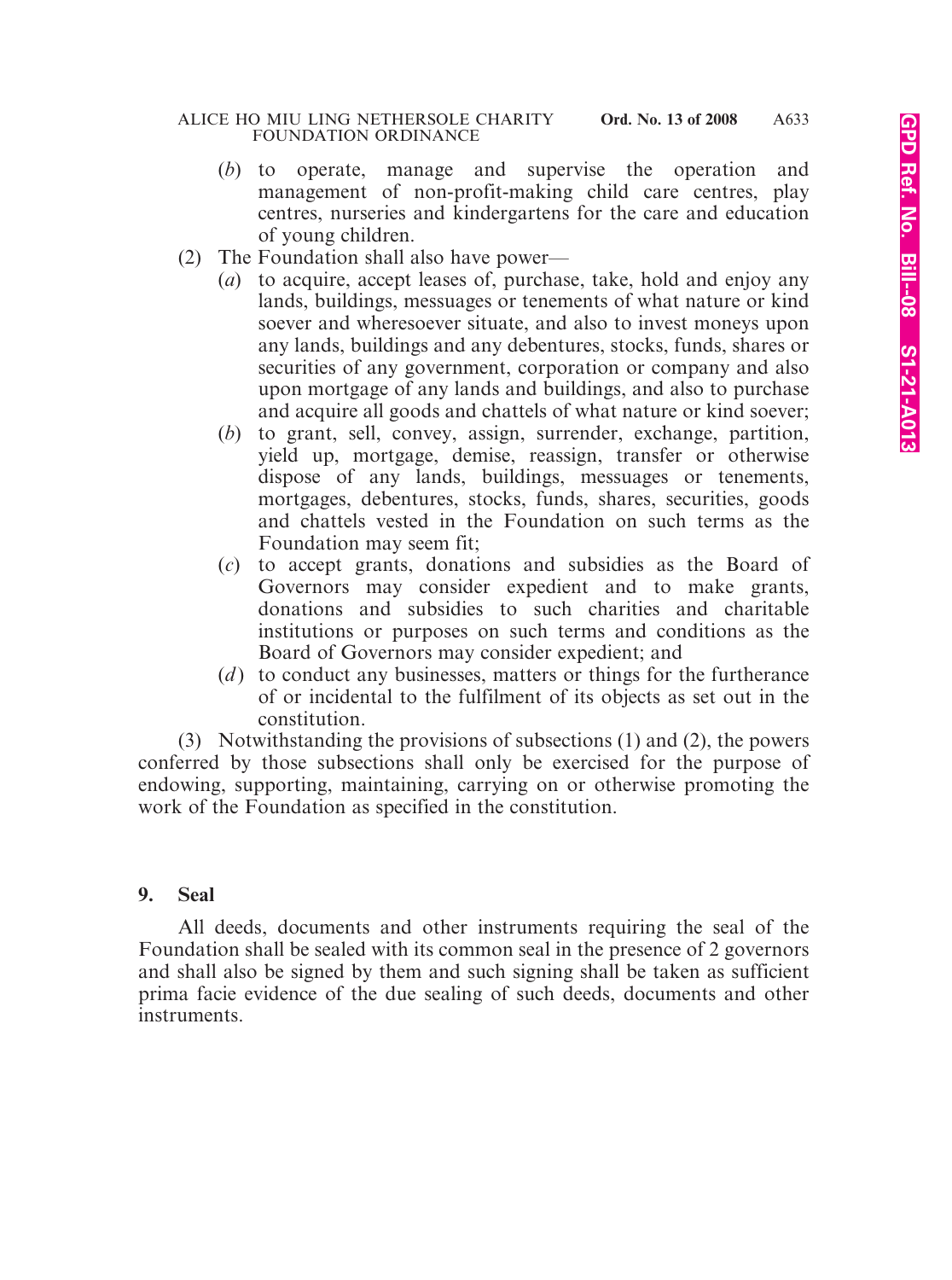(b) to operate, manage and supervise the operation and management of non-profit-making child care centres, play centres, nurseries and kindergartens for the care and education of young children.

(2) The Foundation shall also have power—

(a) to acquire, accept leases of, purchase, take, hold and enjoy any lands, buildings, messuages or tenements of what nature or kind soever and wheresoever situate, and also to invest moneys upon any lands, buildings and any debentures, stocks, funds, shares or securities of any government, corporation or company and also upon mortgage of any lands and buildings, and also to purchase and acquire all goods and chattels of what nature or kind soever;

(b) to grant, sell, convey, assign, surrender, exchange, partition, yield up, mortgage, demise, reassign, transfer or otherwise dispose of any lands, buildings, messuages or tenements, mortgages, debentures, stocks, funds, shares, securities, goods and chattels vested in the Foundation on such terms as the Foundation may seem fit;

(c) to accept grants, donations and subsidies as the Board of Governors may consider expedient and to make grants, donations and subsidies to such charities and charitable institutions or purposes on such terms and conditions as the Board of Governors may consider expedient; and

(d) to conduct any businesses, matters or things for the furtherance of or incidental to the fulfilment of its objects as set out in the constitution.

(3) Notwithstanding the provisions of subsections (1) and (2), the powers conferred by those subsections shall only be exercised for the purpose of endowing, supporting, maintaining, carrying on or otherwise promoting the work of the Foundation as specified in the constitution.

### 9. Seal

All deeds, documents and other instruments requiring the seal of the Foundation shall be sealed with its common seal in the presence of 2 governors and shall also be signed by them and such signing shall be taken as sufficient prima facie evidence of the due sealing of such deeds, documents and other instruments.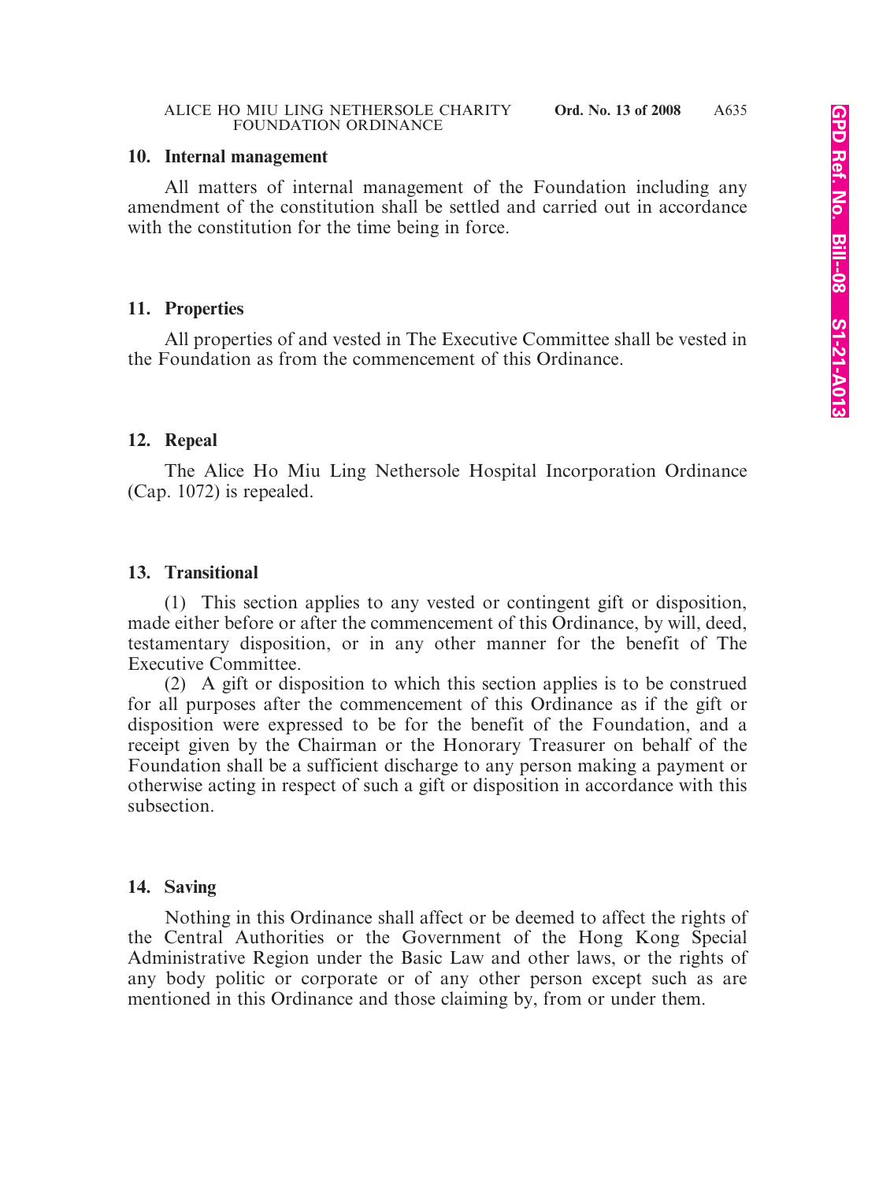### 10. Internal management

All matters of internal management of the Foundation including any amendment of the constitution shall be settled and carried out in accordance with the constitution for the time being in force.

### 11. Properties

All properties of and vested in The Executive Committee shall be vested in the Foundation as from the commencement of this Ordinance.

### 12. Repeal

The Alice Ho Miu Ling Nethersole Hospital Incorporation Ordinance (Cap. 1072) is repealed.

### 13. Transitional

(1) This section applies to any vested or contingent gift or disposition, made either before or after the commencement of this Ordinance, by will, deed, testamentary disposition, or in any other manner for the benefit of The Executive Committee.

(2) A gift or disposition to which this section applies is to be construed for all purposes after the commencement of this Ordinance as if the gift or disposition were expressed to be for the benefit of the Foundation, and a receipt given by the Chairman or the Honorary Treasurer on behalf of the Foundation shall be a sufficient discharge to any person making a payment or otherwise acting in respect of such a gift or disposition in accordance with this subsection.

### 14. Saving

Nothing in this Ordinance shall affect or be deemed to affect the rights of the Central Authorities or the Government of the Hong Kong Special Administrative Region under the Basic Law and other laws, or the rights of any body politic or corporate or of any other person except such as are mentioned in this Ordinance and those claiming by, from or under them.